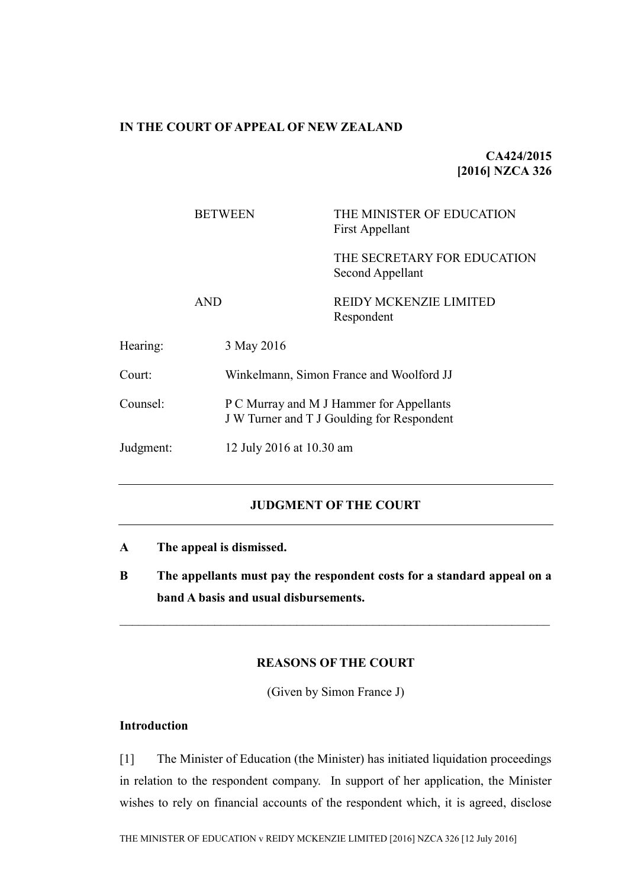**IN THE COURT OF APPEAL OF NEW ZEALAND**

**CA424/2015**
**[2016] NZCA 326**

| | | |
|---|---|---|
| BETWEEN | THE MINISTER OF EDUCATION<br>First Appellant | |
| | THE SECRETARY FOR EDUCATION<br>Second Appellant | |
| AND | REIDY MCKENZIE LIMITED<br>Respondent | |

Hearing: 3 May 2016

Court: Winkelmann, Simon France and Woolford JJ

Counsel: P C Murray and M J Hammer for Appellants
J W Turner and T J Goulding for Respondent

Judgment: 12 July 2016 at 10.30 am

---

## JUDGMENT OF THE COURT

---

**A The appeal is dismissed.**

**B The appellants must pay the respondent costs for a standard appeal on a band A basis and usual disbursements.**

---

## REASONS OF THE COURT

(Given by Simon France J)

### Introduction

[1] The Minister of Education (the Minister) has initiated liquidation proceedings in relation to the respondent company. In support of her application, the Minister wishes to rely on financial accounts of the respondent which, it is agreed, disclose

THE MINISTER OF EDUCATION v REIDY MCKENZIE LIMITED [2016] NZCA 326 [12 July 2016]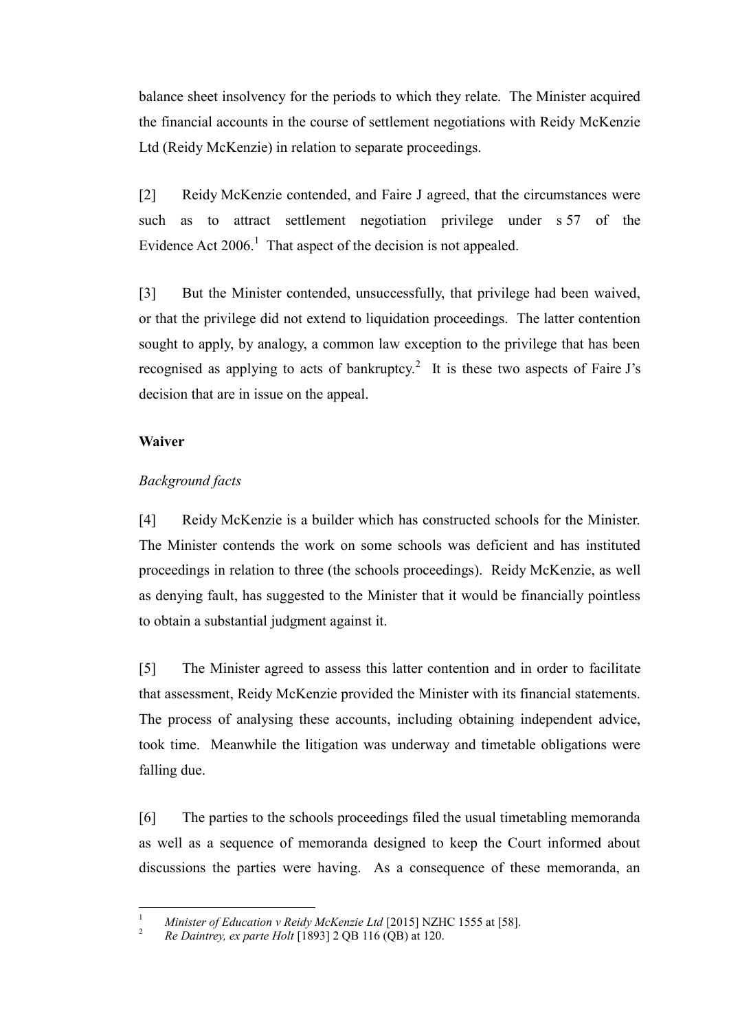balance sheet insolvency for the periods to which they relate. The Minister acquired the financial accounts in the course of settlement negotiations with Reidy McKenzie Ltd (Reidy McKenzie) in relation to separate proceedings.

[2] Reidy McKenzie contended, and Faire J agreed, that the circumstances were such as to attract settlement negotiation privilege under s 57 of the Evidence Act 2006.[1] That aspect of the decision is not appealed.

[3] But the Minister contended, unsuccessfully, that privilege had been waived, or that the privilege did not extend to liquidation proceedings. The latter contention sought to apply, by analogy, a common law exception to the privilege that has been recognised as applying to acts of bankruptcy.[2] It is these two aspects of Faire J's decision that are in issue on the appeal.

**Waiver**

*Background facts*

[4] Reidy McKenzie is a builder which has constructed schools for the Minister. The Minister contends the work on some schools was deficient and has instituted proceedings in relation to three (the schools proceedings). Reidy McKenzie, as well as denying fault, has suggested to the Minister that it would be financially pointless to obtain a substantial judgment against it.

[5] The Minister agreed to assess this latter contention and in order to facilitate that assessment, Reidy McKenzie provided the Minister with its financial statements. The process of analysing these accounts, including obtaining independent advice, took time. Meanwhile the litigation was underway and timetable obligations were falling due.

[6] The parties to the schools proceedings filed the usual timetabling memoranda as well as a sequence of memoranda designed to keep the Court informed about discussions the parties were having. As a consequence of these memoranda, an

---

[1] *Minister of Education v Reidy McKenzie Ltd* [2015] NZHC 1555 at [58].

[2] *Re Daintrey, ex parte Holt* [1893] 2 QB 116 (QB) at 120.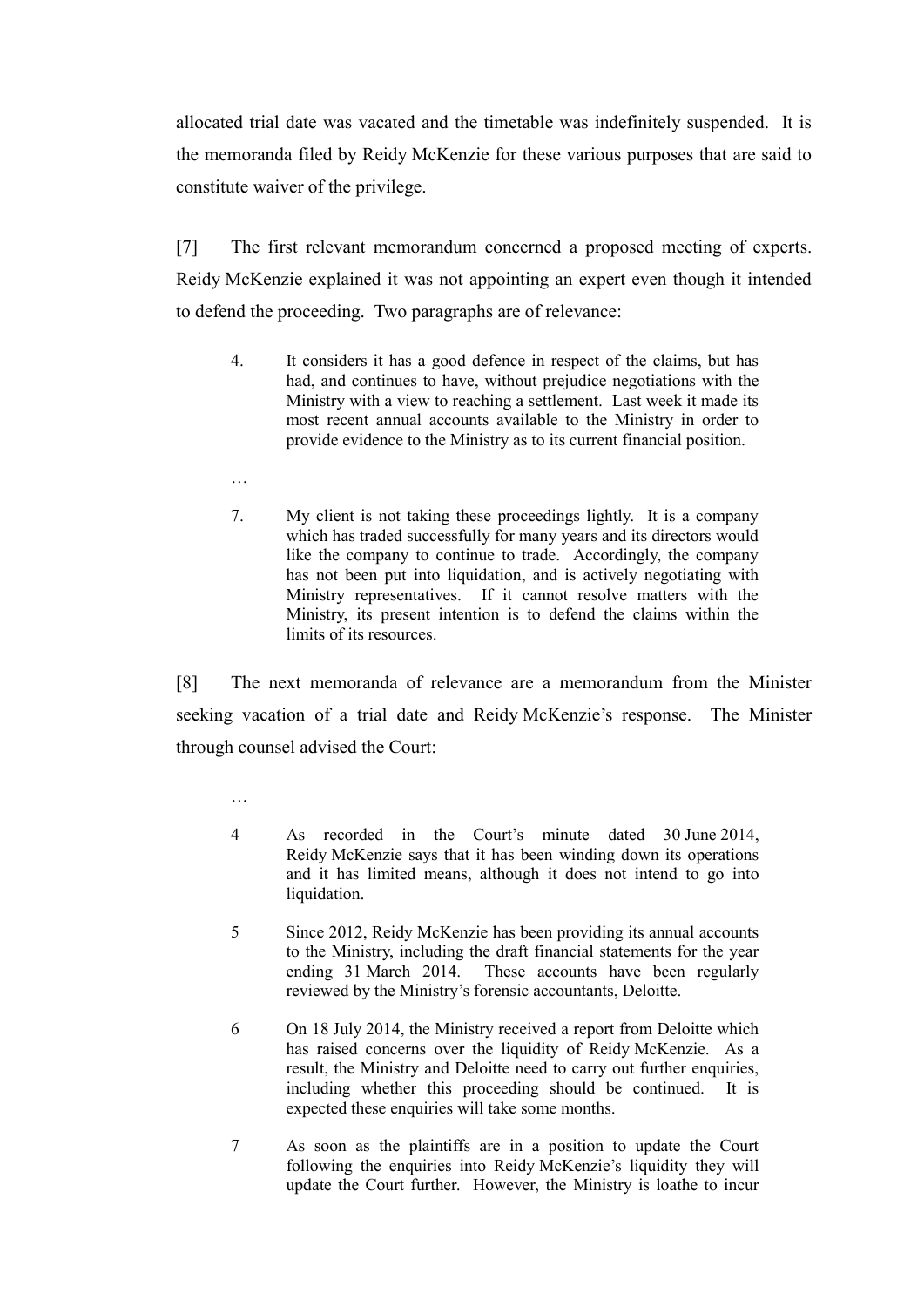allocated trial date was vacated and the timetable was indefinitely suspended. It is the memoranda filed by Reidy McKenzie for these various purposes that are said to constitute waiver of the privilege.

[7] The first relevant memorandum concerned a proposed meeting of experts. Reidy McKenzie explained it was not appointing an expert even though it intended to defend the proceeding. Two paragraphs are of relevance:

> 4. It considers it has a good defence in respect of the claims, but has had, and continues to have, without prejudice negotiations with the Ministry with a view to reaching a settlement. Last week it made its most recent annual accounts available to the Ministry in order to provide evidence to the Ministry as to its current financial position.
>
> …
>
> 7. My client is not taking these proceedings lightly. It is a company which has traded successfully for many years and its directors would like the company to continue to trade. Accordingly, the company has not been put into liquidation, and is actively negotiating with Ministry representatives. If it cannot resolve matters with the Ministry, its present intention is to defend the claims within the limits of its resources.

[8] The next memoranda of relevance are a memorandum from the Minister seeking vacation of a trial date and Reidy McKenzie's response. The Minister through counsel advised the Court:

> …
>
> 4 As recorded in the Court's minute dated 30 June 2014, Reidy McKenzie says that it has been winding down its operations and it has limited means, although it does not intend to go into liquidation.
>
> 5 Since 2012, Reidy McKenzie has been providing its annual accounts to the Ministry, including the draft financial statements for the year ending 31 March 2014. These accounts have been regularly reviewed by the Ministry's forensic accountants, Deloitte.
>
> 6 On 18 July 2014, the Ministry received a report from Deloitte which has raised concerns over the liquidity of Reidy McKenzie. As a result, the Ministry and Deloitte need to carry out further enquiries, including whether this proceeding should be continued. It is expected these enquiries will take some months.
>
> 7 As soon as the plaintiffs are in a position to update the Court following the enquiries into Reidy McKenzie's liquidity they will update the Court further. However, the Ministry is loathe to incur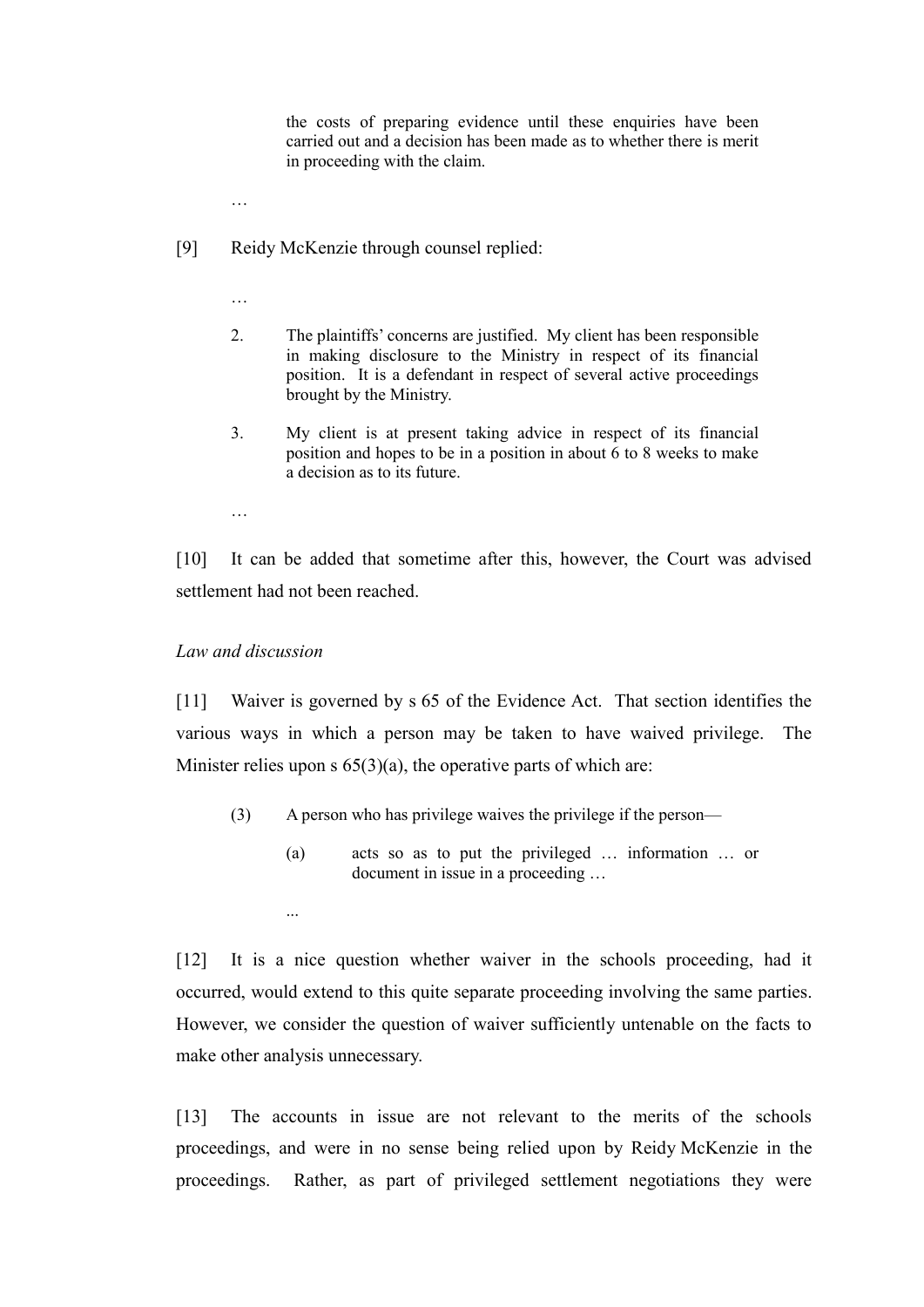> the costs of preparing evidence until these enquiries have been carried out and a decision has been made as to whether there is merit in proceeding with the claim.

…

[9] Reidy McKenzie through counsel replied:

> …
>
> 2. The plaintiffs' concerns are justified. My client has been responsible in making disclosure to the Ministry in respect of its financial position. It is a defendant in respect of several active proceedings brought by the Ministry.
>
> 3. My client is at present taking advice in respect of its financial position and hopes to be in a position in about 6 to 8 weeks to make a decision as to its future.
>
> …

[10] It can be added that sometime after this, however, the Court was advised settlement had not been reached.

*Law and discussion*

[11] Waiver is governed by s 65 of the Evidence Act. That section identifies the various ways in which a person may be taken to have waived privilege. The Minister relies upon s 65(3)(a), the operative parts of which are:

> (3) A person who has privilege waives the privilege if the person—
>
> (a) acts so as to put the privileged … information … or document in issue in a proceeding …
>
> ...

[12] It is a nice question whether waiver in the schools proceeding, had it occurred, would extend to this quite separate proceeding involving the same parties. However, we consider the question of waiver sufficiently untenable on the facts to make other analysis unnecessary.

[13] The accounts in issue are not relevant to the merits of the schools proceedings, and were in no sense being relied upon by Reidy McKenzie in the proceedings. Rather, as part of privileged settlement negotiations they were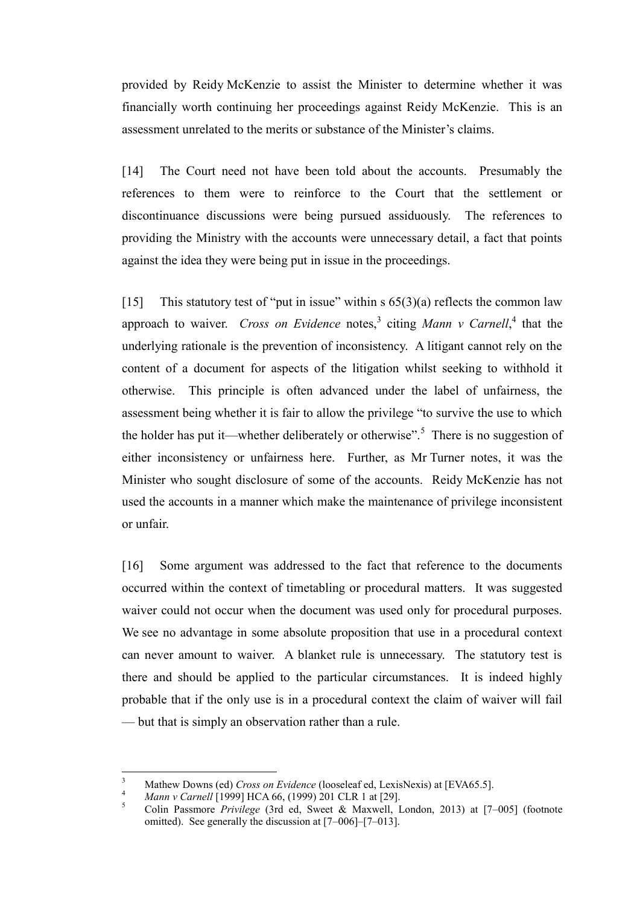provided by Reidy McKenzie to assist the Minister to determine whether it was financially worth continuing her proceedings against Reidy McKenzie. This is an assessment unrelated to the merits or substance of the Minister's claims.

[14] The Court need not have been told about the accounts. Presumably the references to them were to reinforce to the Court that the settlement or discontinuance discussions were being pursued assiduously. The references to providing the Ministry with the accounts were unnecessary detail, a fact that points against the idea they were being put in issue in the proceedings.

[15] This statutory test of "put in issue" within s 65(3)(a) reflects the common law approach to waiver. *Cross on Evidence* notes,[3] citing *Mann v Carnell*,[4] that the underlying rationale is the prevention of inconsistency. A litigant cannot rely on the content of a document for aspects of the litigation whilst seeking to withhold it otherwise. This principle is often advanced under the label of unfairness, the assessment being whether it is fair to allow the privilege "to survive the use to which the holder has put it—whether deliberately or otherwise".[5] There is no suggestion of either inconsistency or unfairness here. Further, as Mr Turner notes, it was the Minister who sought disclosure of some of the accounts. Reidy McKenzie has not used the accounts in a manner which make the maintenance of privilege inconsistent or unfair.

[16] Some argument was addressed to the fact that reference to the documents occurred within the context of timetabling or procedural matters. It was suggested waiver could not occur when the document was used only for procedural purposes. We see no advantage in some absolute proposition that use in a procedural context can never amount to waiver. A blanket rule is unnecessary. The statutory test is there and should be applied to the particular circumstances. It is indeed highly probable that if the only use is in a procedural context the claim of waiver will fail — but that is simply an observation rather than a rule.

---

[3] Mathew Downs (ed) *Cross on Evidence* (looseleaf ed, LexisNexis) at [EVA65.5].

[4] *Mann v Carnell* [1999] HCA 66, (1999) 201 CLR 1 at [29].

[5] Colin Passmore *Privilege* (3rd ed, Sweet & Maxwell, London, 2013) at [7–005] (footnote omitted). See generally the discussion at [7–006]–[7–013].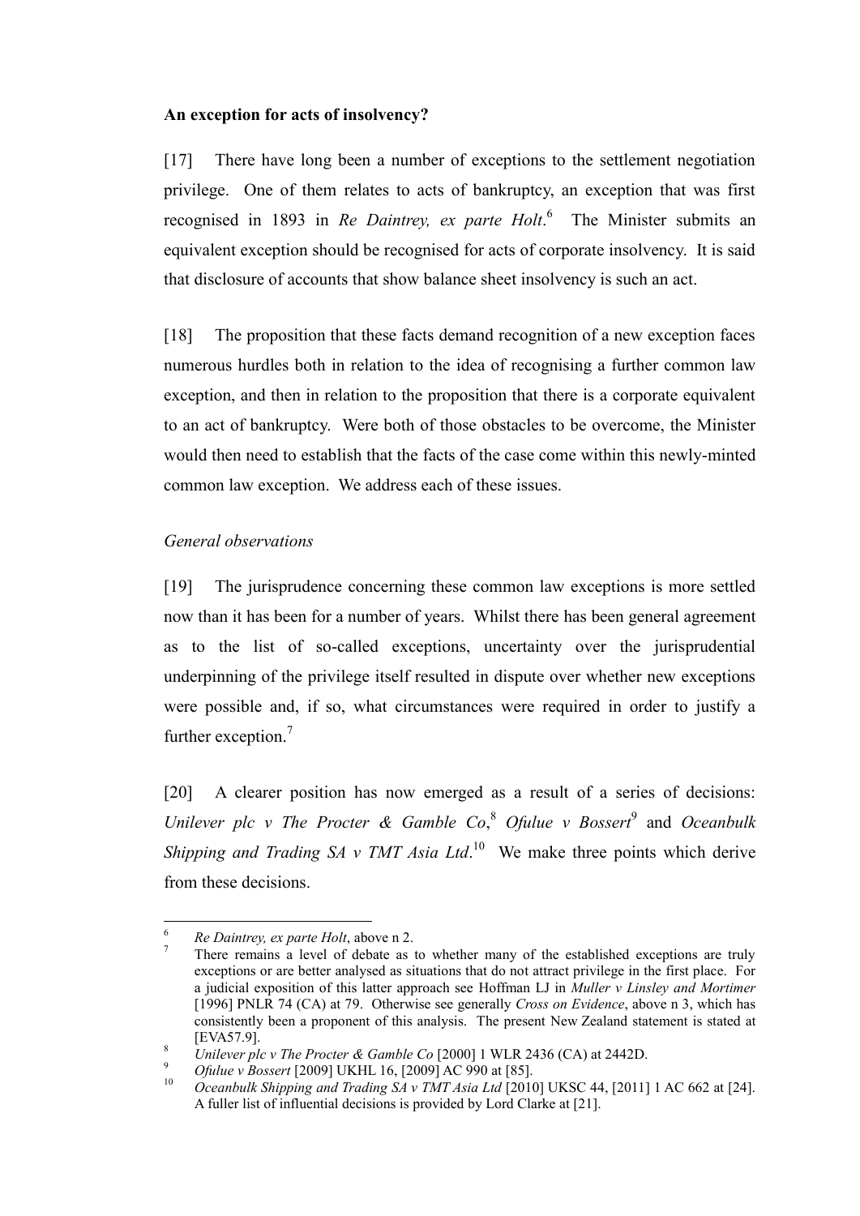**An exception for acts of insolvency?**

[17] There have long been a number of exceptions to the settlement negotiation privilege. One of them relates to acts of bankruptcy, an exception that was first recognised in 1893 in *Re Daintrey, ex parte Holt*.[6] The Minister submits an equivalent exception should be recognised for acts of corporate insolvency. It is said that disclosure of accounts that show balance sheet insolvency is such an act.

[18] The proposition that these facts demand recognition of a new exception faces numerous hurdles both in relation to the idea of recognising a further common law exception, and then in relation to the proposition that there is a corporate equivalent to an act of bankruptcy. Were both of those obstacles to be overcome, the Minister would then need to establish that the facts of the case come within this newly-minted common law exception. We address each of these issues.

*General observations*

[19] The jurisprudence concerning these common law exceptions is more settled now than it has been for a number of years. Whilst there has been general agreement as to the list of so-called exceptions, uncertainty over the jurisprudential underpinning of the privilege itself resulted in dispute over whether new exceptions were possible and, if so, what circumstances were required in order to justify a further exception.[7]

[20] A clearer position has now emerged as a result of a series of decisions: *Unilever plc v The Procter & Gamble Co*,[8] *Ofulue v Bossert*[9] and *Oceanbulk Shipping and Trading SA v TMT Asia Ltd*.[10] We make three points which derive from these decisions.

---

[6] *Re Daintrey, ex parte Holt*, above n 2.

[7] There remains a level of debate as to whether many of the established exceptions are truly exceptions or are better analysed as situations that do not attract privilege in the first place. For a judicial exposition of this latter approach see Hoffman LJ in *Muller v Linsley and Mortimer* [1996] PNLR 74 (CA) at 79. Otherwise see generally *Cross on Evidence*, above n 3, which has consistently been a proponent of this analysis. The present New Zealand statement is stated at [EVA57.9].

[8] *Unilever plc v The Procter & Gamble Co* [2000] 1 WLR 2436 (CA) at 2442D.

[9] *Ofulue v Bossert* [2009] UKHL 16, [2009] AC 990 at [85].

[10] *Oceanbulk Shipping and Trading SA v TMT Asia Ltd* [2010] UKSC 44, [2011] 1 AC 662 at [24]. A fuller list of influential decisions is provided by Lord Clarke at [21].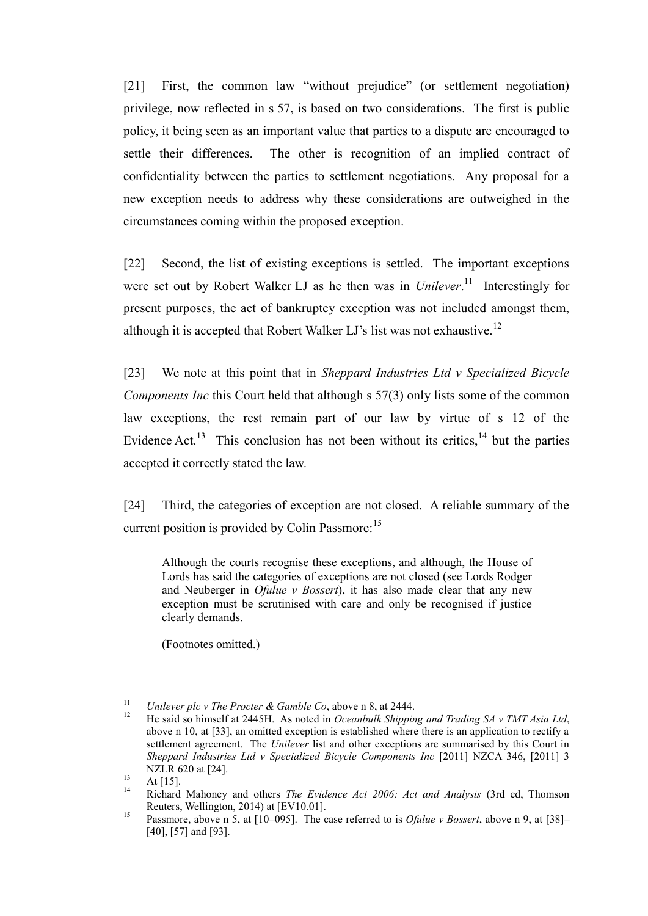[21] First, the common law "without prejudice" (or settlement negotiation) privilege, now reflected in s 57, is based on two considerations. The first is public policy, it being seen as an important value that parties to a dispute are encouraged to settle their differences. The other is recognition of an implied contract of confidentiality between the parties to settlement negotiations. Any proposal for a new exception needs to address why these considerations are outweighed in the circumstances coming within the proposed exception.

[22] Second, the list of existing exceptions is settled. The important exceptions were set out by Robert Walker LJ as he then was in *Unilever*.[11] Interestingly for present purposes, the act of bankruptcy exception was not included amongst them, although it is accepted that Robert Walker LJ's list was not exhaustive.[12]

[23] We note at this point that in *Sheppard Industries Ltd v Specialized Bicycle Components Inc* this Court held that although s 57(3) only lists some of the common law exceptions, the rest remain part of our law by virtue of s 12 of the Evidence Act.[13] This conclusion has not been without its critics,[14] but the parties accepted it correctly stated the law.

[24] Third, the categories of exception are not closed. A reliable summary of the current position is provided by Colin Passmore:[15]

> Although the courts recognise these exceptions, and although, the House of Lords has said the categories of exceptions are not closed (see Lords Rodger and Neuberger in *Ofulue v Bossert*), it has also made clear that any new exception must be scrutinised with care and only be recognised if justice clearly demands.
>
> (Footnotes omitted.)

---

[11] *Unilever plc v The Procter & Gamble Co*, above n 8, at 2444.

[12] He said so himself at 2445H. As noted in *Oceanbulk Shipping and Trading SA v TMT Asia Ltd*, above n 10, at [33], an omitted exception is established where there is an application to rectify a settlement agreement. The *Unilever* list and other exceptions are summarised by this Court in *Sheppard Industries Ltd v Specialized Bicycle Components Inc* [2011] NZCA 346, [2011] 3 NZLR 620 at [24].

[13] At [15].

[14] Richard Mahoney and others *The Evidence Act 2006: Act and Analysis* (3rd ed, Thomson Reuters, Wellington, 2014) at [EV10.01].

[15] Passmore, above n 5, at [10–095]. The case referred to is *Ofulue v Bossert*, above n 9, at [38]–[40], [57] and [93].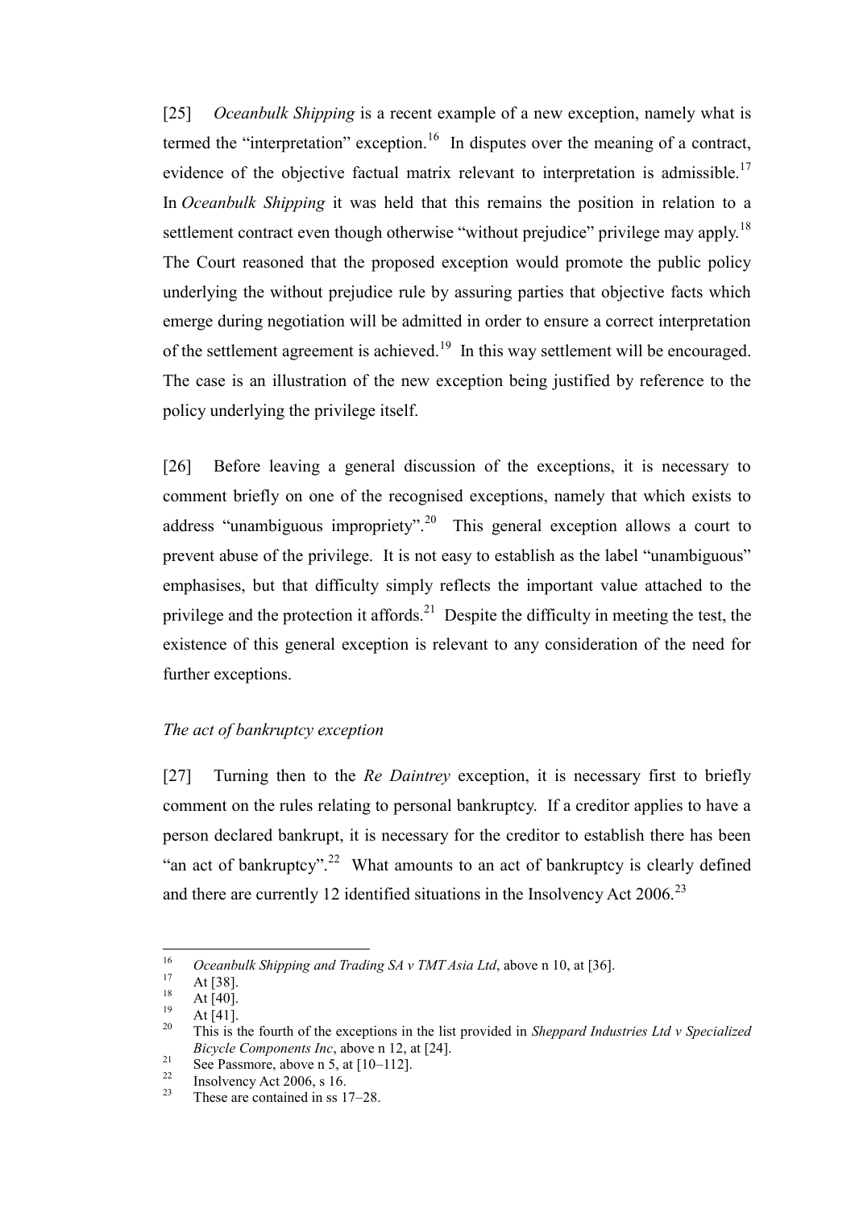[25] *Oceanbulk Shipping* is a recent example of a new exception, namely what is termed the "interpretation" exception.[16] In disputes over the meaning of a contract, evidence of the objective factual matrix relevant to interpretation is admissible.[17] In *Oceanbulk Shipping* it was held that this remains the position in relation to a settlement contract even though otherwise "without prejudice" privilege may apply.[18] The Court reasoned that the proposed exception would promote the public policy underlying the without prejudice rule by assuring parties that objective facts which emerge during negotiation will be admitted in order to ensure a correct interpretation of the settlement agreement is achieved.[19] In this way settlement will be encouraged. The case is an illustration of the new exception being justified by reference to the policy underlying the privilege itself.

[26] Before leaving a general discussion of the exceptions, it is necessary to comment briefly on one of the recognised exceptions, namely that which exists to address "unambiguous impropriety".[20] This general exception allows a court to prevent abuse of the privilege. It is not easy to establish as the label "unambiguous" emphasises, but that difficulty simply reflects the important value attached to the privilege and the protection it affords.[21] Despite the difficulty in meeting the test, the existence of this general exception is relevant to any consideration of the need for further exceptions.

### *The act of bankruptcy exception*

[27] Turning then to the *Re Daintrey* exception, it is necessary first to briefly comment on the rules relating to personal bankruptcy. If a creditor applies to have a person declared bankrupt, it is necessary for the creditor to establish there has been "an act of bankruptcy".[22] What amounts to an act of bankruptcy is clearly defined and there are currently 12 identified situations in the Insolvency Act 2006.[23]

---

[16] *Oceanbulk Shipping and Trading SA v TMT Asia Ltd*, above n 10, at [36].

[17] At [38].

[18] At [40].

[19] At [41].

[20] This is the fourth of the exceptions in the list provided in *Sheppard Industries Ltd v Specialized Bicycle Components Inc*, above n 12, at [24].

[21] See Passmore, above n 5, at [10–112].

[22] Insolvency Act 2006, s 16.

[23] These are contained in ss 17–28.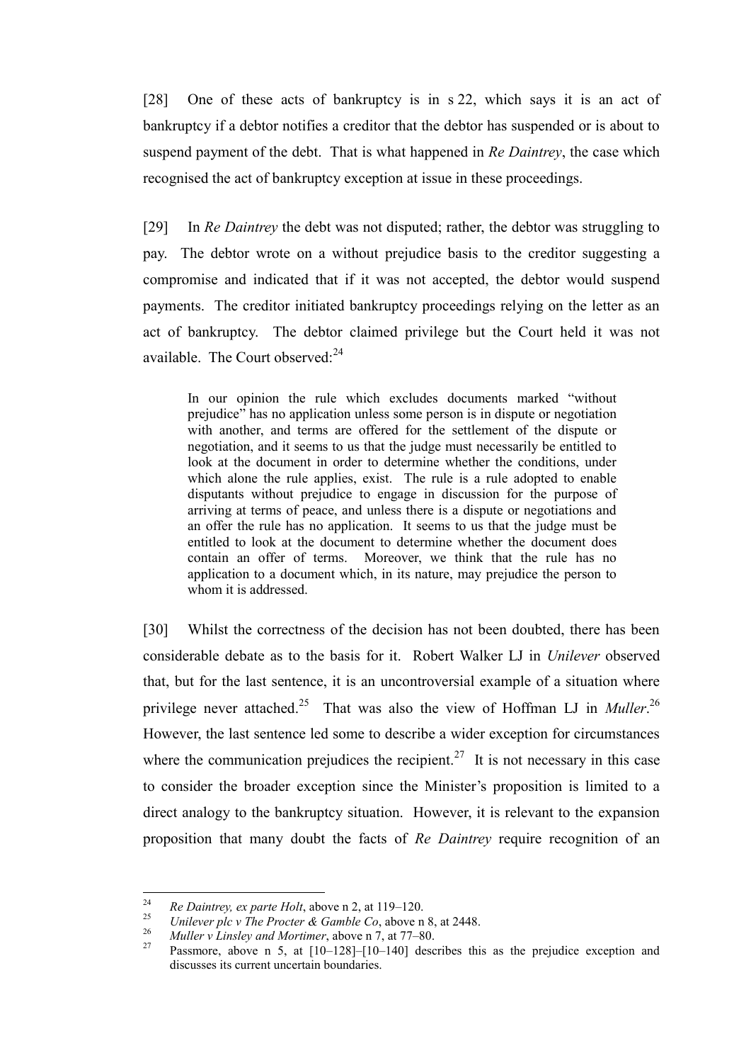[28] One of these acts of bankruptcy is in s 22, which says it is an act of bankruptcy if a debtor notifies a creditor that the debtor has suspended or is about to suspend payment of the debt. That is what happened in *Re Daintrey*, the case which recognised the act of bankruptcy exception at issue in these proceedings.

[29] In *Re Daintrey* the debt was not disputed; rather, the debtor was struggling to pay. The debtor wrote on a without prejudice basis to the creditor suggesting a compromise and indicated that if it was not accepted, the debtor would suspend payments. The creditor initiated bankruptcy proceedings relying on the letter as an act of bankruptcy. The debtor claimed privilege but the Court held it was not available. The Court observed:[24]

> In our opinion the rule which excludes documents marked "without prejudice" has no application unless some person is in dispute or negotiation with another, and terms are offered for the settlement of the dispute or negotiation, and it seems to us that the judge must necessarily be entitled to look at the document in order to determine whether the conditions, under which alone the rule applies, exist. The rule is a rule adopted to enable disputants without prejudice to engage in discussion for the purpose of arriving at terms of peace, and unless there is a dispute or negotiations and an offer the rule has no application. It seems to us that the judge must be entitled to look at the document to determine whether the document does contain an offer of terms. Moreover, we think that the rule has no application to a document which, in its nature, may prejudice the person to whom it is addressed.

[30] Whilst the correctness of the decision has not been doubted, there has been considerable debate as to the basis for it. Robert Walker LJ in *Unilever* observed that, but for the last sentence, it is an uncontroversial example of a situation where privilege never attached.[25] That was also the view of Hoffman LJ in *Muller*.[26] However, the last sentence led some to describe a wider exception for circumstances where the communication prejudices the recipient.[27] It is not necessary in this case to consider the broader exception since the Minister's proposition is limited to a direct analogy to the bankruptcy situation. However, it is relevant to the expansion proposition that many doubt the facts of *Re Daintrey* require recognition of an

---

[24] *Re Daintrey, ex parte Holt*, above n 2, at 119–120.

[25] *Unilever plc v The Procter & Gamble Co*, above n 8, at 2448.

[26] *Muller v Linsley and Mortimer*, above n 7, at 77–80.

[27] Passmore, above n 5, at [10–128]–[10–140] describes this as the prejudice exception and discusses its current uncertain boundaries.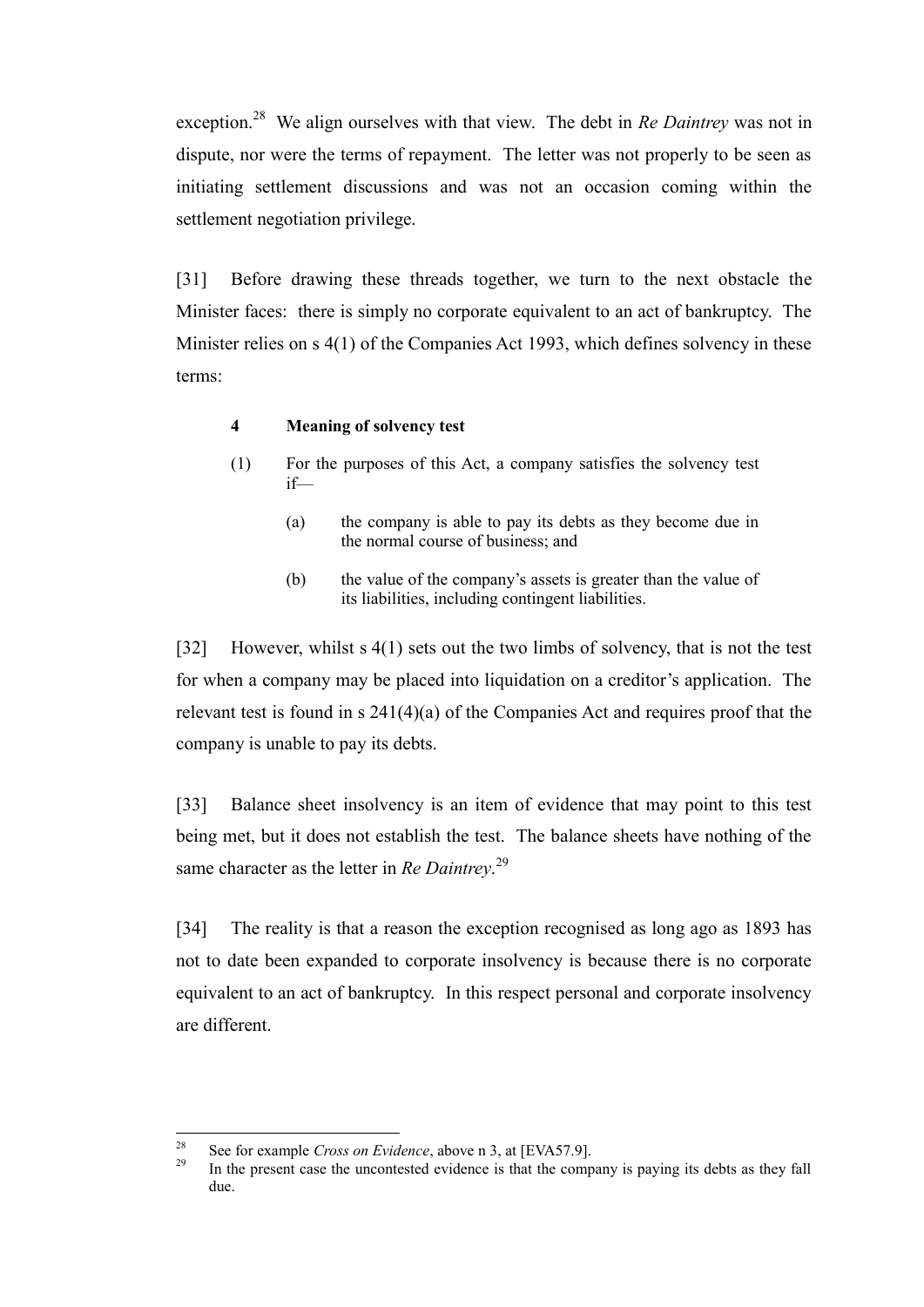exception.[28] We align ourselves with that view. The debt in *Re Daintrey* was not in dispute, nor were the terms of repayment. The letter was not properly to be seen as initiating settlement discussions and was not an occasion coming within the settlement negotiation privilege.

[31] Before drawing these threads together, we turn to the next obstacle the Minister faces: there is simply no corporate equivalent to an act of bankruptcy. The Minister relies on s 4(1) of the Companies Act 1993, which defines solvency in these terms:

> **4 Meaning of solvency test**
>
> (1) For the purposes of this Act, a company satisfies the solvency test if—
>
> (a) the company is able to pay its debts as they become due in the normal course of business; and
>
> (b) the value of the company's assets is greater than the value of its liabilities, including contingent liabilities.

[32] However, whilst s 4(1) sets out the two limbs of solvency, that is not the test for when a company may be placed into liquidation on a creditor's application. The relevant test is found in s 241(4)(a) of the Companies Act and requires proof that the company is unable to pay its debts.

[33] Balance sheet insolvency is an item of evidence that may point to this test being met, but it does not establish the test. The balance sheets have nothing of the same character as the letter in *Re Daintrey*.[29]

[34] The reality is that a reason the exception recognised as long ago as 1893 has not to date been expanded to corporate insolvency is because there is no corporate equivalent to an act of bankruptcy. In this respect personal and corporate insolvency are different.

---

[28] See for example *Cross on Evidence*, above n 3, at [EVA57.9].

[29] In the present case the uncontested evidence is that the company is paying its debts as they fall due.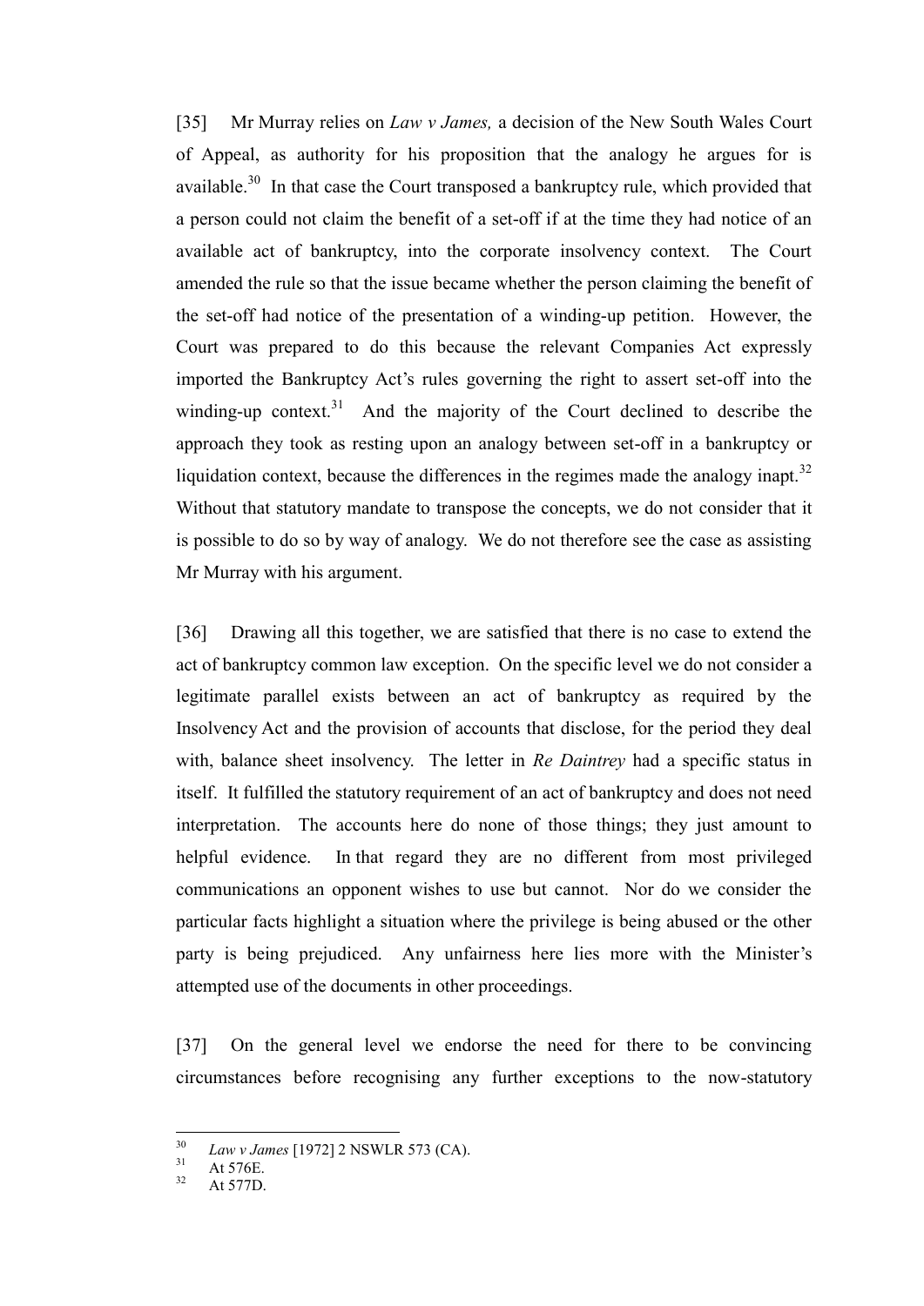[35] Mr Murray relies on *Law v James,* a decision of the New South Wales Court of Appeal, as authority for his proposition that the analogy he argues for is available.[30] In that case the Court transposed a bankruptcy rule, which provided that a person could not claim the benefit of a set-off if at the time they had notice of an available act of bankruptcy, into the corporate insolvency context. The Court amended the rule so that the issue became whether the person claiming the benefit of the set-off had notice of the presentation of a winding-up petition. However, the Court was prepared to do this because the relevant Companies Act expressly imported the Bankruptcy Act's rules governing the right to assert set-off into the winding-up context.[31] And the majority of the Court declined to describe the approach they took as resting upon an analogy between set-off in a bankruptcy or liquidation context, because the differences in the regimes made the analogy inapt.[32] Without that statutory mandate to transpose the concepts, we do not consider that it is possible to do so by way of analogy. We do not therefore see the case as assisting Mr Murray with his argument.

[36] Drawing all this together, we are satisfied that there is no case to extend the act of bankruptcy common law exception. On the specific level we do not consider a legitimate parallel exists between an act of bankruptcy as required by the Insolvency Act and the provision of accounts that disclose, for the period they deal with, balance sheet insolvency. The letter in *Re Daintrey* had a specific status in itself. It fulfilled the statutory requirement of an act of bankruptcy and does not need interpretation. The accounts here do none of those things; they just amount to helpful evidence. In that regard they are no different from most privileged communications an opponent wishes to use but cannot. Nor do we consider the particular facts highlight a situation where the privilege is being abused or the other party is being prejudiced. Any unfairness here lies more with the Minister's attempted use of the documents in other proceedings.

[37] On the general level we endorse the need for there to be convincing circumstances before recognising any further exceptions to the now-statutory

---

[30] *Law v James* [1972] 2 NSWLR 573 (CA).

[31] At 576E.

[32] At 577D.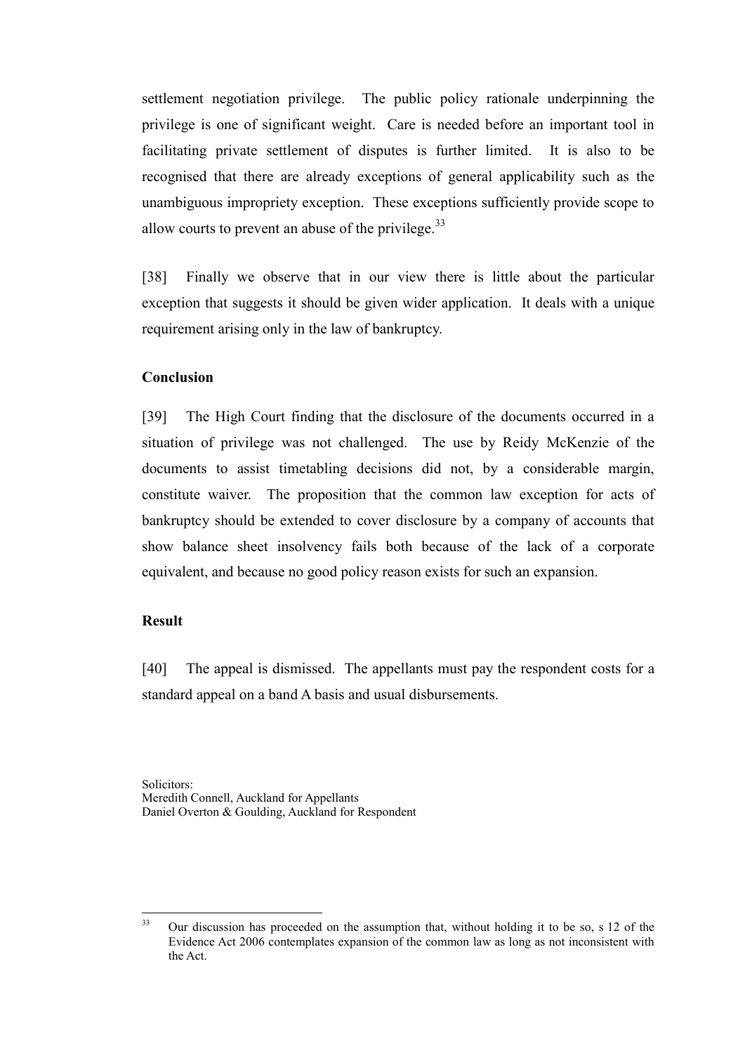settlement negotiation privilege. The public policy rationale underpinning the privilege is one of significant weight. Care is needed before an important tool in facilitating private settlement of disputes is further limited. It is also to be recognised that there are already exceptions of general applicability such as the unambiguous impropriety exception. These exceptions sufficiently provide scope to allow courts to prevent an abuse of the privilege.[33]

[38] Finally we observe that in our view there is little about the particular exception that suggests it should be given wider application. It deals with a unique requirement arising only in the law of bankruptcy.

**Conclusion**

[39] The High Court finding that the disclosure of the documents occurred in a situation of privilege was not challenged. The use by Reidy McKenzie of the documents to assist timetabling decisions did not, by a considerable margin, constitute waiver. The proposition that the common law exception for acts of bankruptcy should be extended to cover disclosure by a company of accounts that show balance sheet insolvency fails both because of the lack of a corporate equivalent, and because no good policy reason exists for such an expansion.

**Result**

[40] The appeal is dismissed. The appellants must pay the respondent costs for a standard appeal on a band A basis and usual disbursements.

Solicitors:
Meredith Connell, Auckland for Appellants
Daniel Overton & Goulding, Auckland for Respondent

---

[33] Our discussion has proceeded on the assumption that, without holding it to be so, s 12 of the Evidence Act 2006 contemplates expansion of the common law as long as not inconsistent with the Act.